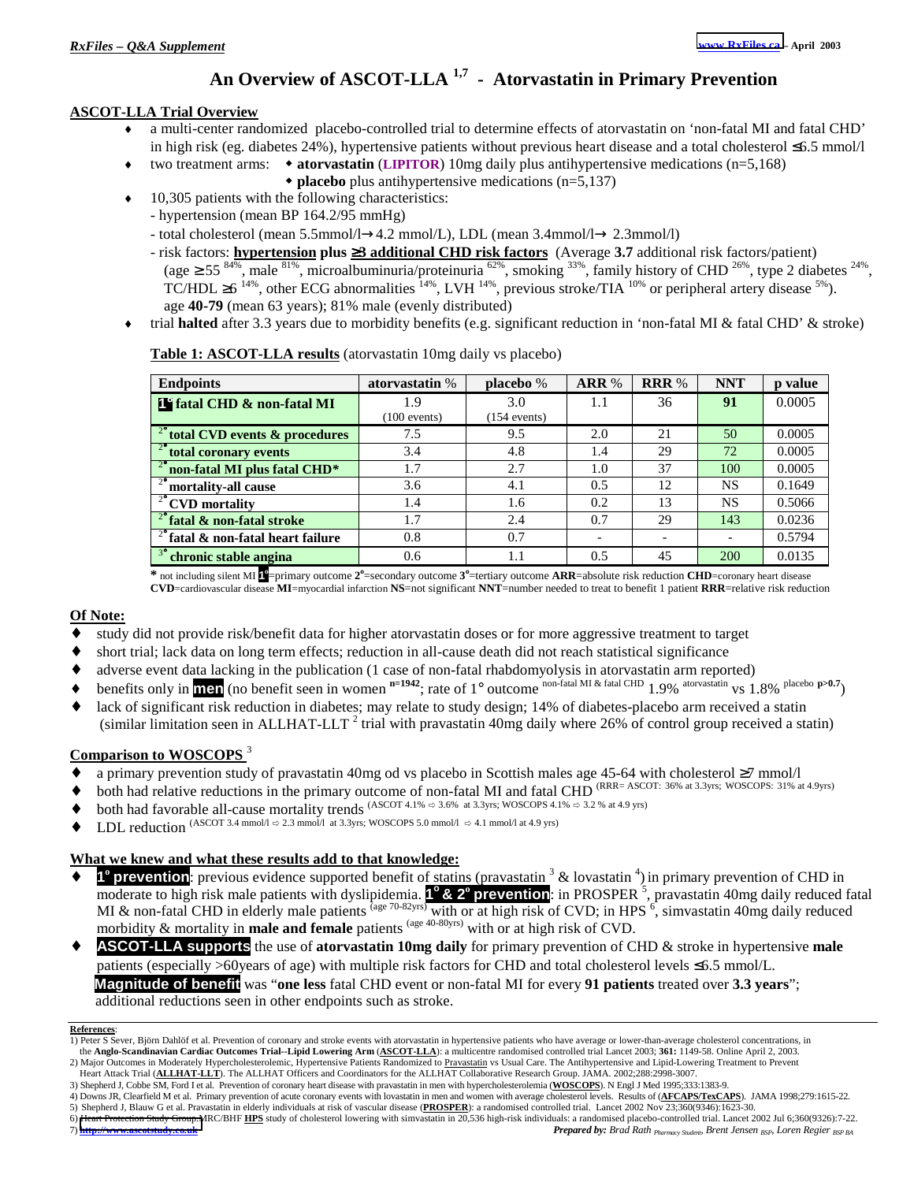*RxFiles – Q&A Supplement*

www.RxFiles.ca – April 2003

# An Overview of ASCOT-LLA [1,7] - Atorvastatin in Primary Prevention

## ASCOT-LLA Trial Overview

- a multi-center randomized placebo-controlled trial to determine effects of atorvastatin on 'non-fatal MI and fatal CHD' in high risk (eg. diabetes 24%), hypertensive patients without previous heart disease and a total cholesterol ≤6.5 mmol/l
- two treatment arms:
  - **atorvastatin** (**LIPITOR**) 10mg daily plus antihypertensive medications (n=5,168)
  - **placebo** plus antihypertensive medications (n=5,137)
- 10,305 patients with the following characteristics:
  - hypertension (mean BP 164.2/95 mmHg)
  - total cholesterol (mean 5.5mmol/l→4.2 mmol/L), LDL (mean 3.4mmol/l→ 2.3mmol/l)
  - risk factors: **hypertension plus ≥3 additional CHD risk factors** (Average **3.7** additional risk factors/patient) (age ≥ 55 [84%], male [81%], microalbuminuria/proteinuria [62%], smoking [33%], family history of CHD [26%], type 2 diabetes [24%], TC/HDL ≥6 [14%], other ECG abnormalities [14%], LVH [14%], previous stroke/TIA [10%] or peripheral artery disease [5%]). age **40-79** (mean 63 years); 81% male (evenly distributed)
- trial **halted** after 3.3 years due to morbidity benefits (e.g. significant reduction in 'non-fatal MI & fatal CHD' & stroke)

**Table 1: ASCOT-LLA results** (atorvastatin 10mg daily vs placebo)

| Endpoints | atorvastatin % | placebo % | ARR % | RRR % | NNT | p value |
|---|---|---|---|---|---|---|
| **1° fatal CHD & non-fatal MI** | 1.9 (100 events) | 3.0 (154 events) | 1.1 | 36 | **91** | 0.0005 |
| 2° **total CVD events & procedures** | 7.5 | 9.5 | 2.0 | 21 | 50 | 0.0005 |
| 2° **total coronary events** | 3.4 | 4.8 | 1.4 | 29 | 72 | 0.0005 |
| 2° **non-fatal MI plus fatal CHD*** | 1.7 | 2.7 | 1.0 | 37 | 100 | 0.0005 |
| 2° **mortality-all cause** | 3.6 | 4.1 | 0.5 | 12 | NS | 0.1649 |
| 2° **CVD mortality** | 1.4 | 1.6 | 0.2 | 13 | NS | 0.5066 |
| 2° **fatal & non-fatal stroke** | 1.7 | 2.4 | 0.7 | 29 | 143 | 0.0236 |
| 2° **fatal & non-fatal heart failure** | 0.8 | 0.7 | - | - | - | 0.5794 |
| 3° **chronic stable angina** | 0.6 | 1.1 | 0.5 | 45 | 200 | 0.0135 |

**\*** not including silent MI **1°**=primary outcome **2°**=secondary outcome **3°**=tertiary outcome **ARR**=absolute risk reduction **CHD**=coronary heart disease **CVD**=cardiovascular disease **MI**=myocardial infarction **NS**=not significant **NNT**=number needed to treat to benefit 1 patient **RRR**=relative risk reduction

## Of Note:

- study did not provide risk/benefit data for higher atorvastatin doses or for more aggressive treatment to target
- short trial; lack data on long term effects; reduction in all-cause death did not reach statistical significance
- adverse event data lacking in the publication (1 case of non-fatal rhabdomyolysis in atorvastatin arm reported)
- benefits only in **men** (no benefit seen in women n=1942; rate of 1° outcome non-fatal MI & fatal CHD 1.9% atorvastatin vs 1.8% placebo p>0.7)
- lack of significant risk reduction in diabetes; may relate to study design; 14% of diabetes-placebo arm received a statin (similar limitation seen in ALLHAT-LLT [2] trial with pravastatin 40mg daily where 26% of control group received a statin)

## Comparison to WOSCOPS [3]

- a primary prevention study of pravastatin 40mg od vs placebo in Scottish males age 45-64 with cholesterol ≥7 mmol/l
- both had relative reductions in the primary outcome of non-fatal MI and fatal CHD (RRR= ASCOT: 36% at 3.3yrs; WOSCOPS: 31% at 4.9yrs)
- both had favorable all-cause mortality trends (ASCOT 4.1% ⇨ 3.6% at 3.3yrs; WOSCOPS 4.1% ⇨ 3.2 % at 4.9 yrs)
- LDL reduction (ASCOT 3.4 mmol/l ⇨ 2.3 mmol/l at 3.3yrs; WOSCOPS 5.0 mmol/l ⇨ 4.1 mmol/l at 4.9 yrs)

## What we knew and what these results add to that knowledge:

- **1° prevention**: previous evidence supported benefit of statins (pravastatin [3] & lovastatin [4]) in primary prevention of CHD in moderate to high risk male patients with dyslipidemia. **1° & 2° prevention**: in PROSPER [5], pravastatin 40mg daily reduced fatal MI & non-fatal CHD in elderly male patients (age 70-82yrs) with or at high risk of CVD; in HPS [6], simvastatin 40mg daily reduced morbidity & mortality in **male and female** patients (age 40-80yrs) with or at high risk of CVD.
- **ASCOT-LLA supports** the use of **atorvastatin 10mg daily** for primary prevention of CHD & stroke in hypertensive **male** patients (especially >60years of age) with multiple risk factors for CHD and total cholesterol levels ≤6.5 mmol/L. **Magnitude of benefit** was "**one less** fatal CHD event or non-fatal MI for every **91 patients** treated over **3.3 years**"; additional reductions seen in other endpoints such as stroke.

**References**:

1) Peter S Sever, Björn Dahlöf et al. Prevention of coronary and stroke events with atorvastatin in hypertensive patients who have average or lower-than-average cholesterol concentrations, in the **Anglo-Scandinavian Cardiac Outcomes Trial--Lipid Lowering Arm** (**ASCOT-LLA**): a multicentre randomised controlled trial Lancet 2003; **361:** 1149-58. Online April 2, 2003.
2) Major Outcomes in Moderately Hypercholesterolemic, Hypertensive Patients Randomized to Pravastatin vs Usual Care. The Antihypertensive and Lipid-Lowering Treatment to Prevent Heart Attack Trial (**ALLHAT-LLT**). The ALLHAT Officers and Coordinators for the ALLHAT Collaborative Research Group. JAMA. 2002;288:2998-3007.
3) Shepherd J, Cobbe SM, Ford I et al. Prevention of coronary heart disease with pravastatin in men with hypercholesterolemia (**WOSCOPS**). N Engl J Med 1995;333:1383-9.
4) Downs JR, Clearfield M et al. Primary prevention of acute coronary events with lovastatin in men and women with average cholesterol levels. Results of (**AFCAPS/TexCAPS**). JAMA 1998;279:1615-22.
5) Shepherd J, Blauw G et al. Pravastatin in elderly individuals at risk of vascular disease (**PROSPER**): a randomised controlled trial. Lancet 2002 Nov 23;360(9346):1623-30.
6) Heart Protection Study Group.MRC/BHF **HPS** study of cholesterol lowering with simvastatin in 20,536 high-risk individuals: a randomised placebo-controlled trial. Lancet 2002 Jul 6;360(9326):7-22.
7) http://www.ascotstudy.co.uk

***Prepared by:** Brad Rath Pharmacy Student, Brent Jensen BSP, Loren Regier BSP BA*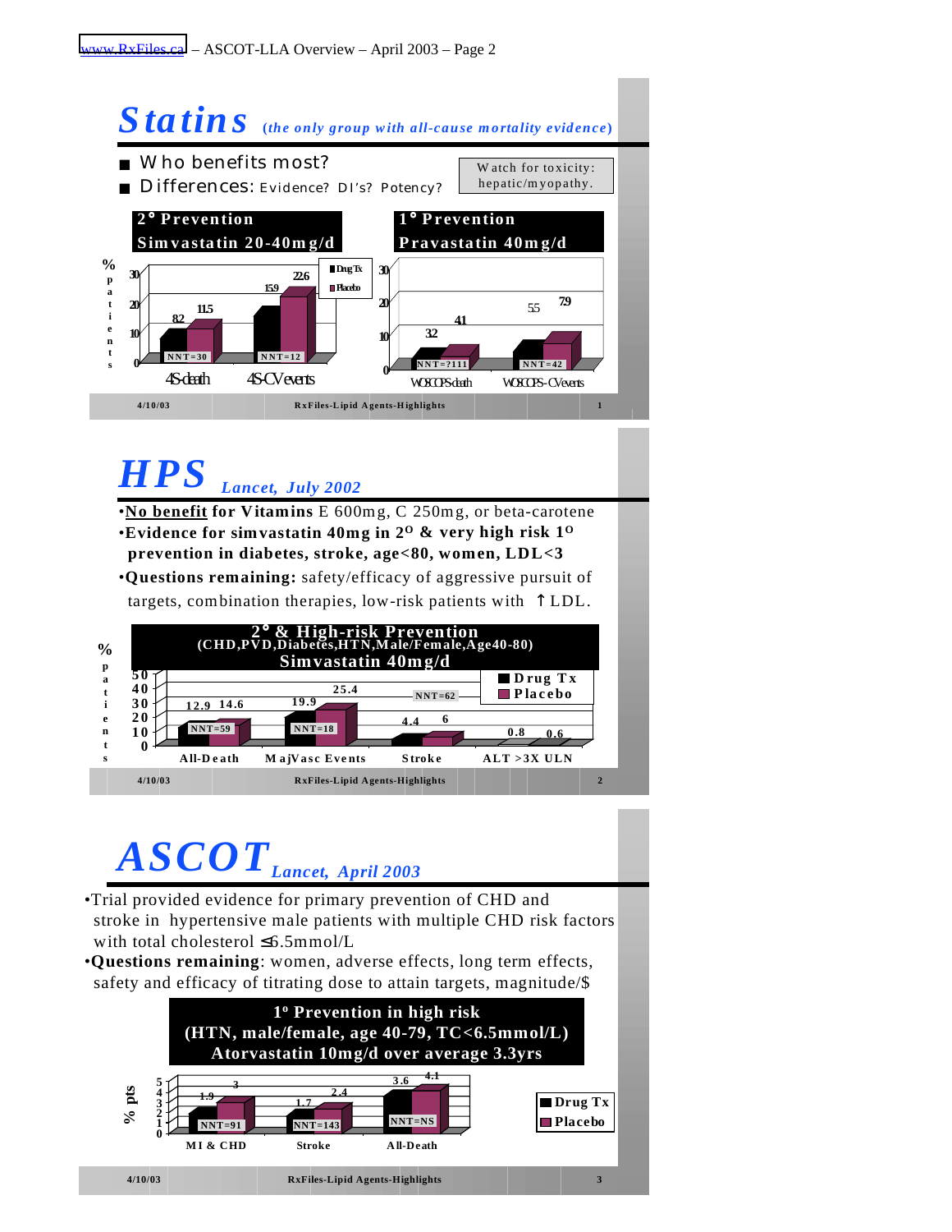# Statins (the only group with all-cause mortality evidence)

- Who benefits most?
- Differences: Evidence? DI's? Potency?

Watch for toxicity: hepatic/myopathy.

**2° Prevention Simvastatin 20-40mg/d**

% patients

30
20
10
0

Drug Tx
Placebo

8.2
11.5
NNT=30
15.9
22.6
NNT=12

4S-death
4S-CV events

**1° Prevention Pravastatin 40mg/d**

30
20
10
0

3.2
4.1
NNT=?111
5.5
7.9
NNT=42

WOSCOPS-death
WOSCOPS-CV events

# HPS *Lancet, July 2002*

- **No benefit for Vitamins** E 600mg, C 250mg, or beta-carotene
- **Evidence for simvastatin 40mg in 2° & very high risk 1° prevention in diabetes, stroke, age<80, women, LDL<3**
- **Questions remaining:** safety/efficacy of aggressive pursuit of targets, combination therapies, low-risk patients with ↑LDL.

**2° & High-risk Prevention (CHD,PVD,Diabetes,HTN,Male/Female,Age40-80) Simvastatin 40mg/d**

% patients

50
40
30
20
10
0

Drug Tx
Placebo

12.9
14.6
NNT=59
19.9
25.4
NNT=18
4.4
6
NNT=62
0.8
0.6

All-Death
MajVasc Events
Stroke
ALT >3X ULN

# ASCOT *Lancet, April 2003*

- Trial provided evidence for primary prevention of CHD and stroke in hypertensive male patients with multiple CHD risk factors with total cholesterol ≤6.5mmol/L
- **Questions remaining**: women, adverse effects, long term effects, safety and efficacy of titrating dose to attain targets, magnitude/$

**1° Prevention in high risk (HTN, male/female, age 40-79, TC<6.5mmol/L) Atorvastatin 10mg/d over average 3.3yrs**

% pts

5
4
3
2
1
0

1.9
3
NNT=91
1.7
2.4
NNT=143
3.6
4.1
NNT=NS

MI & CHD
Stroke
All-Death

Drug Tx
Placebo